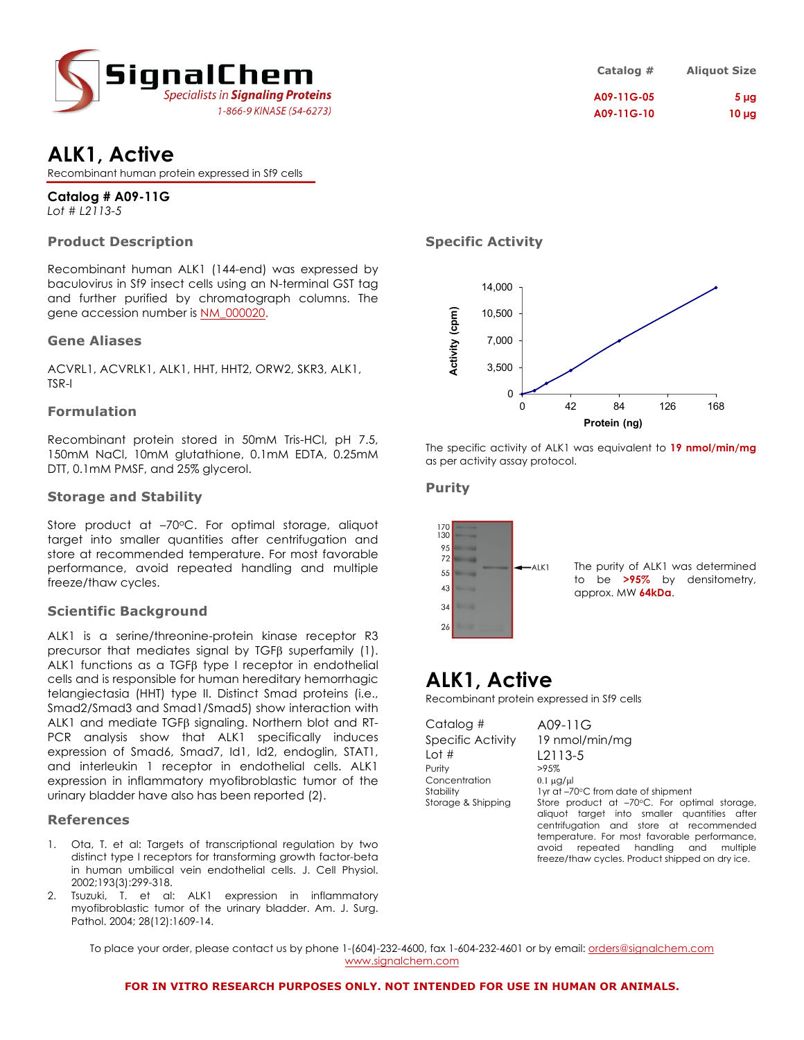**SignalChem**
*Specialists in Signaling Proteins*
1-866-9 KINASE (54-6273)

| Catalog # | Aliquot Size |
| --- | --- |
| A09-11G-05 | 5 µg |
| A09-11G-10 | 10 µg |

# ALK1, Active

Recombinant human protein expressed in Sf9 cells

**Catalog # A09-11G**
*Lot # L2113-5*

## Product Description

Recombinant human ALK1 (144-end) was expressed by baculovirus in Sf9 insect cells using an N-terminal GST tag and further purified by chromatograph columns. The gene accession number is NM_000020.

## Gene Aliases

ACVRL1, ACVRLK1, ALK1, HHT, HHT2, ORW2, SKR3, ALK1, TSR-I

## Formulation

Recombinant protein stored in 50mM Tris-HCl, pH 7.5, 150mM NaCl, 10mM glutathione, 0.1mM EDTA, 0.25mM DTT, 0.1mM PMSF, and 25% glycerol.

## Storage and Stability

Store product at –70ºC. For optimal storage, aliquot target into smaller quantities after centrifugation and store at recommended temperature. For most favorable performance, avoid repeated handling and multiple freeze/thaw cycles.

## Scientific Background

ALK1 is a serine/threonine-protein kinase receptor R3 precursor that mediates signal by TGFβ superfamily (1). ALK1 functions as a TGFβ type I receptor in endothelial cells and is responsible for human hereditary hemorrhagic telangiectasia (HHT) type II. Distinct Smad proteins (i.e., Smad2/Smad3 and Smad1/Smad5) show interaction with ALK1 and mediate TGFβ signaling. Northern blot and RT-PCR analysis show that ALK1 specifically induces expression of Smad6, Smad7, Id1, Id2, endoglin, STAT1, and interleukin 1 receptor in endothelial cells. ALK1 expression in inflammatory myofibroblastic tumor of the urinary bladder have also has been reported (2).

## References

1. Ota, T. et al: Targets of transcriptional regulation by two distinct type I receptors for transforming growth factor-beta in human umbilical vein endothelial cells. J. Cell Physiol. 2002;193(3):299-318.
2. Tsuzuki, T. et al: ALK1 expression in inflammatory myofibroblastic tumor of the urinary bladder. Am. J. Surg. Pathol. 2004; 28(12):1609-14.

## Specific Activity

The specific activity of ALK1 was equivalent to **19 nmol/min/mg** as per activity assay protocol.

## Purity

The purity of ALK1 was determined to be **>95%** by densitometry, approx. MW **64kDa**.

# ALK1, Active

Recombinant protein expressed in Sf9 cells

| | |
| --- | --- |
| Catalog # | A09-11G |
| Specific Activity | 19 nmol/min/mg |
| Lot # | L2113-5 |
| Purity | >95% |
| Concentration | 0.1 µg/µl |
| Stability | 1yr at –70ºC from date of shipment |
| Storage & Shipping | Store product at –70ºC. For optimal storage, aliquot target into smaller quantities after centrifugation and store at recommended temperature. For most favorable performance, avoid repeated handling and multiple freeze/thaw cycles. Product shipped on dry ice. |

To place your order, please contact us by phone 1-(604)-232-4600, fax 1-604-232-4601 or by email: orders@signalchem.com
www.signalchem.com

**FOR IN VITRO RESEARCH PURPOSES ONLY. NOT INTENDED FOR USE IN HUMAN OR ANIMALS.**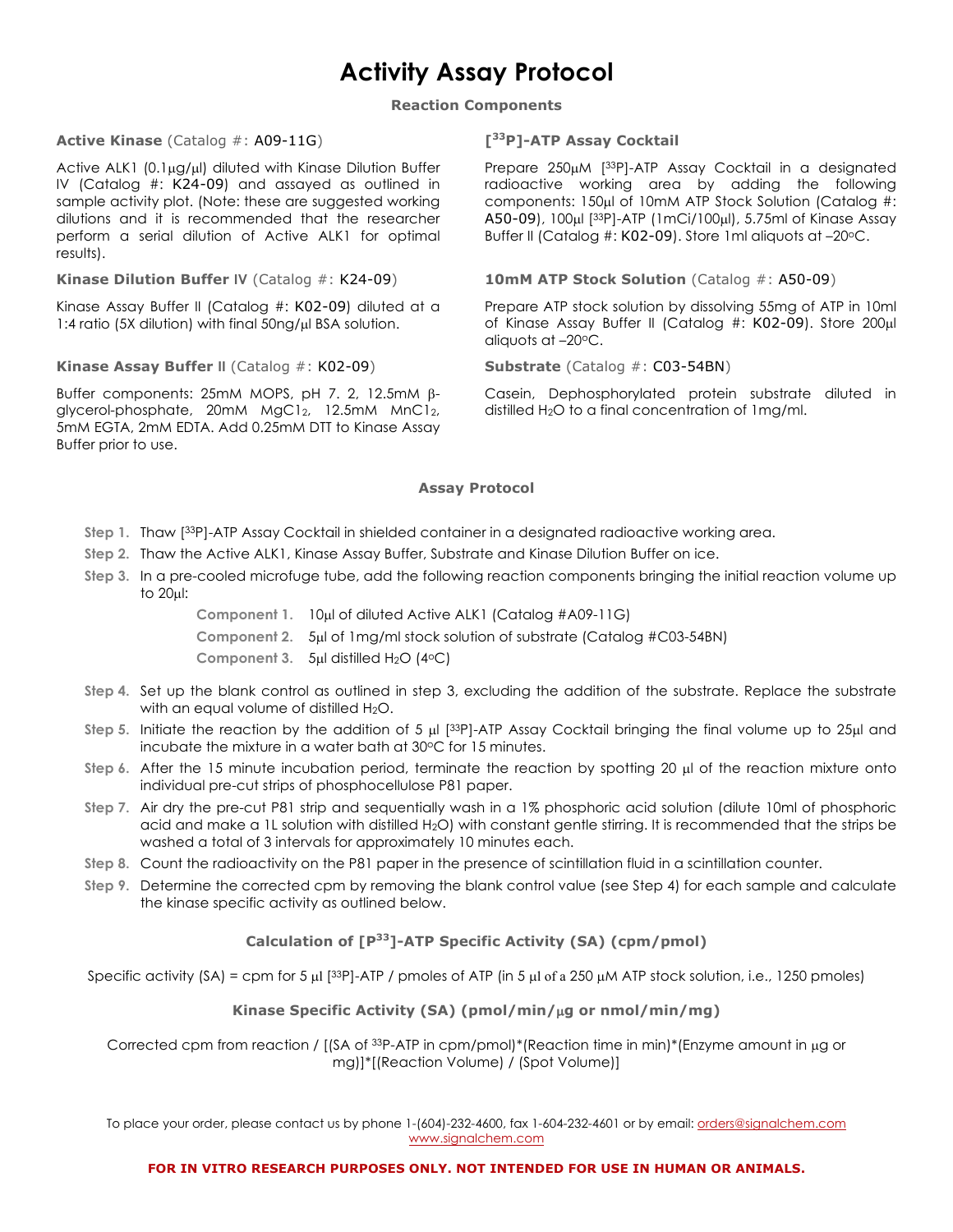# Activity Assay Protocol

### Reaction Components

**Active Kinase** (Catalog #: A09-11G)

Active ALK1 (0.1µg/µl) diluted with Kinase Dilution Buffer IV (Catalog #: K24-09) and assayed as outlined in sample activity plot. (Note: these are suggested working dilutions and it is recommended that the researcher perform a serial dilution of Active ALK1 for optimal results).

**Kinase Dilution Buffer IV** (Catalog #: K24-09)

Kinase Assay Buffer II (Catalog #: K02-09) diluted at a 1:4 ratio (5X dilution) with final 50ng/µl BSA solution.

**Kinase Assay Buffer II** (Catalog #: K02-09)

Buffer components: 25mM MOPS, pH 7. 2, 12.5mM β-glycerol-phosphate, 20mM $MgCl_2$, 12.5mM $MnCl_2$, 5mM EGTA, 2mM EDTA. Add 0.25mM DTT to Kinase Assay Buffer prior to use.

**[$^{33}$P]-ATP Assay Cocktail**

Prepare 250µM [$^{33}$P]-ATP Assay Cocktail in a designated radioactive working area by adding the following components: 150µl of 10mM ATP Stock Solution (Catalog #: A50-09), 100µl [$^{33}$P]-ATP (1mCi/100µl), 5.75ml of Kinase Assay Buffer II (Catalog #: K02-09). Store 1ml aliquots at –20°C.

**10mM ATP Stock Solution** (Catalog #: A50-09)

Prepare ATP stock solution by dissolving 55mg of ATP in 10ml of Kinase Assay Buffer II (Catalog #: K02-09). Store 200µl aliquots at –20°C.

**Substrate** (Catalog #: C03-54BN)

Casein, Dephosphorylated protein substrate diluted in distilled $H_2O$ to a final concentration of 1mg/ml.

### Assay Protocol

- **Step 1.** Thaw [$^{33}$P]-ATP Assay Cocktail in shielded container in a designated radioactive working area.
- **Step 2.** Thaw the Active ALK1, Kinase Assay Buffer, Substrate and Kinase Dilution Buffer on ice.
- **Step 3.** In a pre-cooled microfuge tube, add the following reaction components bringing the initial reaction volume up to 20µl:
  - **Component 1.** 10µl of diluted Active ALK1 (Catalog #A09-11G)
  - **Component 2.** 5µl of 1mg/ml stock solution of substrate (Catalog #C03-54BN)
  - **Component 3.** 5µl distilled $H_2O$ (4°C)
- **Step 4.** Set up the blank control as outlined in step 3, excluding the addition of the substrate. Replace the substrate with an equal volume of distilled $H_2O$.
- **Step 5.** Initiate the reaction by the addition of 5 µl [$^{33}$P]-ATP Assay Cocktail bringing the final volume up to 25µl and incubate the mixture in a water bath at 30°C for 15 minutes.
- **Step 6.** After the 15 minute incubation period, terminate the reaction by spotting 20 µl of the reaction mixture onto individual pre-cut strips of phosphocellulose P81 paper.
- **Step 7.** Air dry the pre-cut P81 strip and sequentially wash in a 1% phosphoric acid solution (dilute 10ml of phosphoric acid and make a 1L solution with distilled $H_2O$) with constant gentle stirring. It is recommended that the strips be washed a total of 3 intervals for approximately 10 minutes each.
- **Step 8.** Count the radioactivity on the P81 paper in the presence of scintillation fluid in a scintillation counter.
- **Step 9.** Determine the corrected cpm by removing the blank control value (see Step 4) for each sample and calculate the kinase specific activity as outlined below.

### Calculation of [$P^{33}$]-ATP Specific Activity (SA) (cpm/pmol)

Specific activity (SA) = cpm for 5 µl [$^{33}$P]-ATP / pmoles of ATP (in 5 µl of a 250 µM ATP stock solution, i.e., 1250 pmoles)

### Kinase Specific Activity (SA) (pmol/min/µg or nmol/min/mg)

Corrected cpm from reaction / [(SA of $^{33}$P-ATP in cpm/pmol)*(Reaction time in min)*(Enzyme amount in µg or mg)]*[(Reaction Volume) / (Spot Volume)]

To place your order, please contact us by phone 1-(604)-232-4600, fax 1-604-232-4601 or by email: orders@signalchem.com
www.signalchem.com

**FOR IN VITRO RESEARCH PURPOSES ONLY. NOT INTENDED FOR USE IN HUMAN OR ANIMALS.**